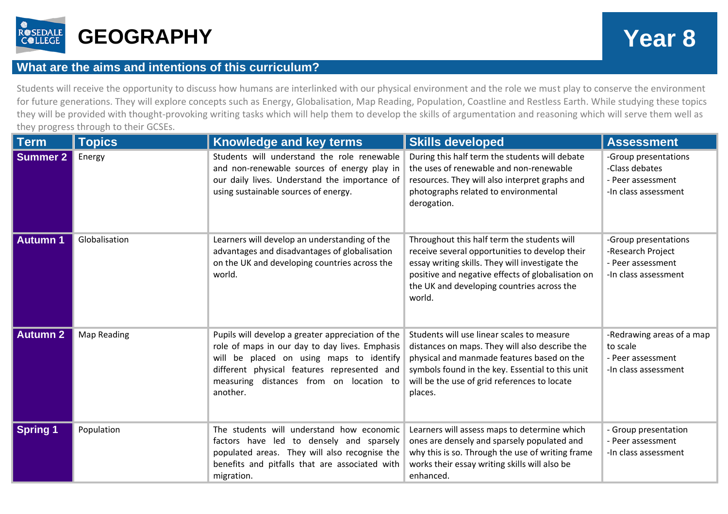# GEOGRAPHY

# Year 8

## What are the aims and intentions of this curriculum?

Students will receive the opportunity to discuss how humans are interlinked with our physical environment and the role we must play to conserve the environment for future generations. They will explore concepts such as Energy, Globalisation, Map Reading, Population, Coastline and Restless Earth. While studying these topics they will be provided with thought-provoking writing tasks which will help them to develop the skills of argumentation and reasoning which will serve them well as they progress through to their GCSEs.

| Term | Topics | Knowledge and key terms | Skills developed | Assessment |
|---|---|---|---|---|
| **Summer 2** | Energy | Students will understand the role renewable and non-renewable sources of energy play in our daily lives. Understand the importance of using sustainable sources of energy. | During this half term the students will debate the uses of renewable and non-renewable resources. They will also interpret graphs and photographs related to environmental derogation. | -Group presentations<br>-Class debates<br>- Peer assessment<br>-In class assessment |
| **Autumn 1** | Globalisation | Learners will develop an understanding of the advantages and disadvantages of globalisation on the UK and developing countries across the world. | Throughout this half term the students will receive several opportunities to develop their essay writing skills. They will investigate the positive and negative effects of globalisation on the UK and developing countries across the world. | -Group presentations<br>-Research Project<br>- Peer assessment<br>-In class assessment |
| **Autumn 2** | Map Reading | Pupils will develop a greater appreciation of the role of maps in our day to day lives. Emphasis will be placed on using maps to identify different physical features represented and measuring distances from on location to another. | Students will use linear scales to measure distances on maps. They will also describe the physical and manmade features based on the symbols found in the key. Essential to this unit will be the use of grid references to locate places. | -Redrawing areas of a map to scale<br>- Peer assessment<br>-In class assessment |
| **Spring 1** | Population | The students will understand how economic factors have led to densely and sparsely populated areas. They will also recognise the benefits and pitfalls that are associated with migration. | Learners will assess maps to determine which ones are densely and sparsely populated and why this is so. Through the use of writing frame works their essay writing skills will also be enhanced. | - Group presentation<br>- Peer assessment<br>-In class assessment |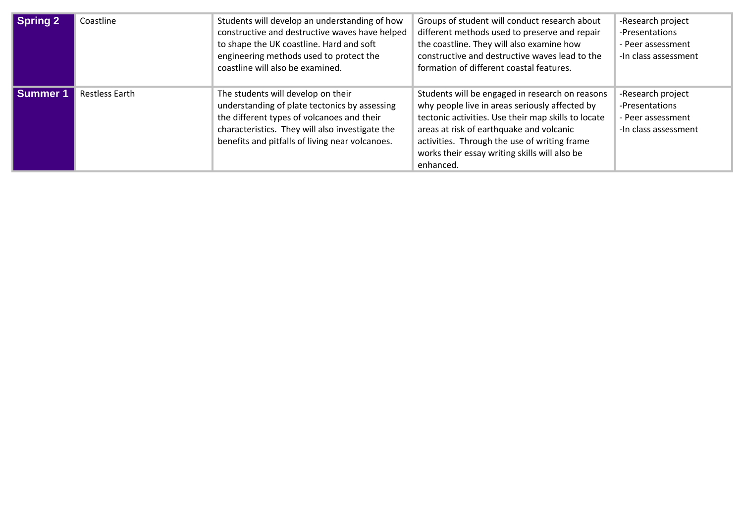| | | | | |
|---|---|---|---|---|
| **Spring 2** | Coastline | Students will develop an understanding of how constructive and destructive waves have helped to shape the UK coastline. Hard and soft engineering methods used to protect the coastline will also be examined. | Groups of student will conduct research about different methods used to preserve and repair the coastline. They will also examine how constructive and destructive waves lead to the formation of different coastal features. | -Research project<br>-Presentations<br>- Peer assessment<br>-In class assessment |
| **Summer 1** | Restless Earth | The students will develop on their understanding of plate tectonics by assessing the different types of volcanoes and their characteristics. They will also investigate the benefits and pitfalls of living near volcanoes. | Students will be engaged in research on reasons why people live in areas seriously affected by tectonic activities. Use their map skills to locate areas at risk of earthquake and volcanic activities. Through the use of writing frame works their essay writing skills will also be enhanced. | -Research project<br>-Presentations<br>- Peer assessment<br>-In class assessment |